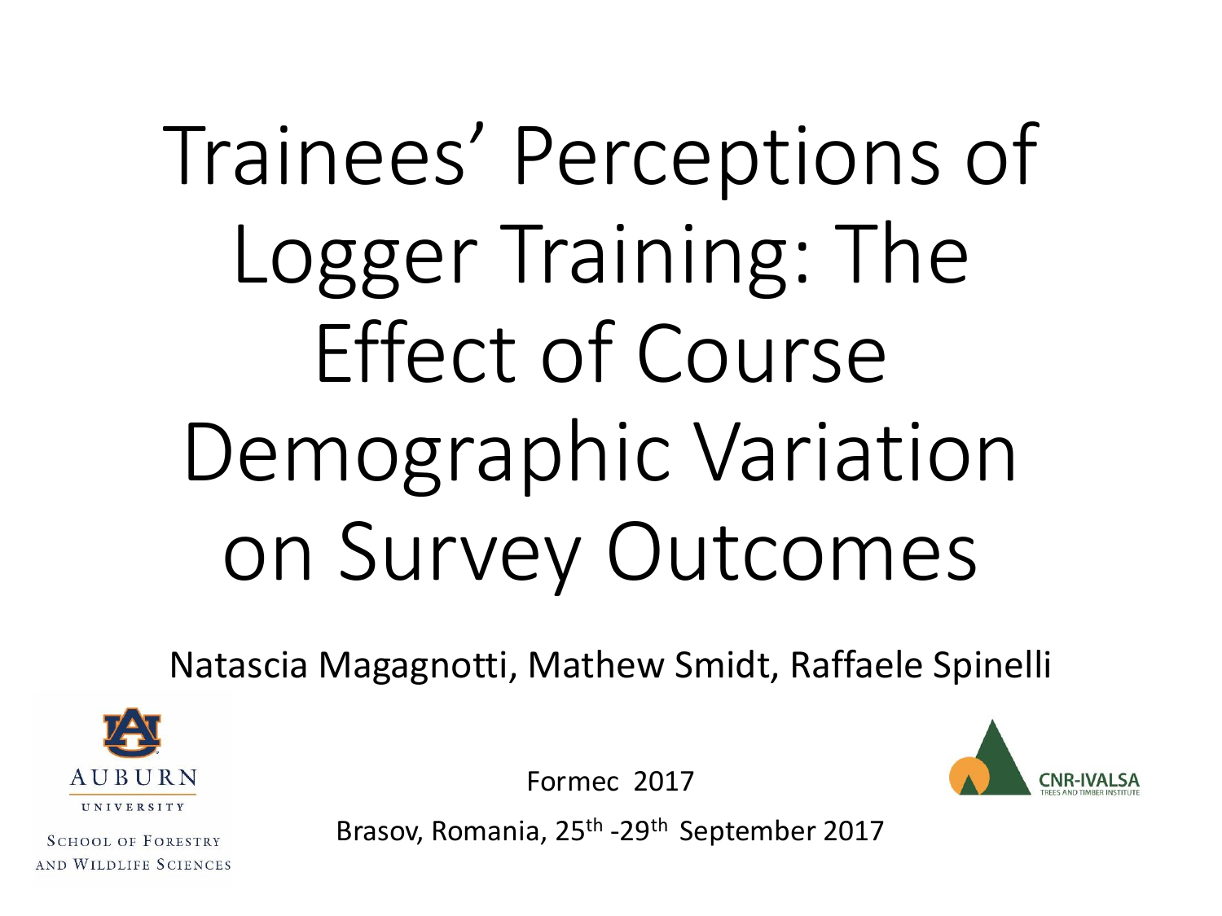# Trainees' Perceptions of Logger Training: The Effect of Course Demographic Variation on Survey Outcomes

Natascia Magagnotti, Mathew Smidt, Raffaele Spinelli

AUBURN UNIVERSITY

SCHOOL OF FORESTRY AND WILDLIFE SCIENCES

CNR-IVALSA

TREES AND TIMBER INSTITUTE

Formec 2017

Brasov, Romania, 25th -29th September 2017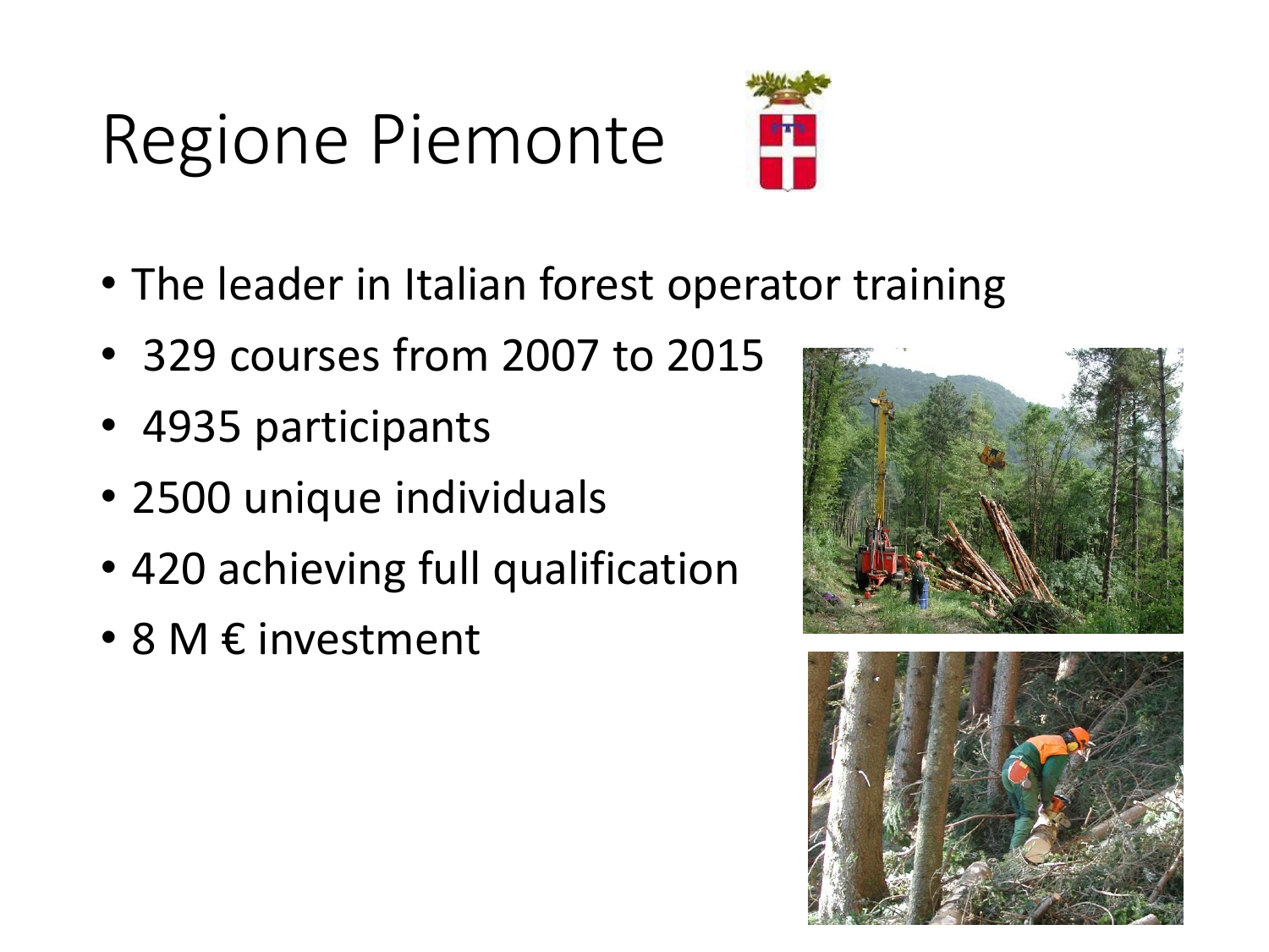# Regione Piemonte

- The leader in Italian forest operator training
- 329 courses from 2007 to 2015
- 4935 participants
- 2500 unique individuals
- 420 achieving full qualification
- 8 M € investment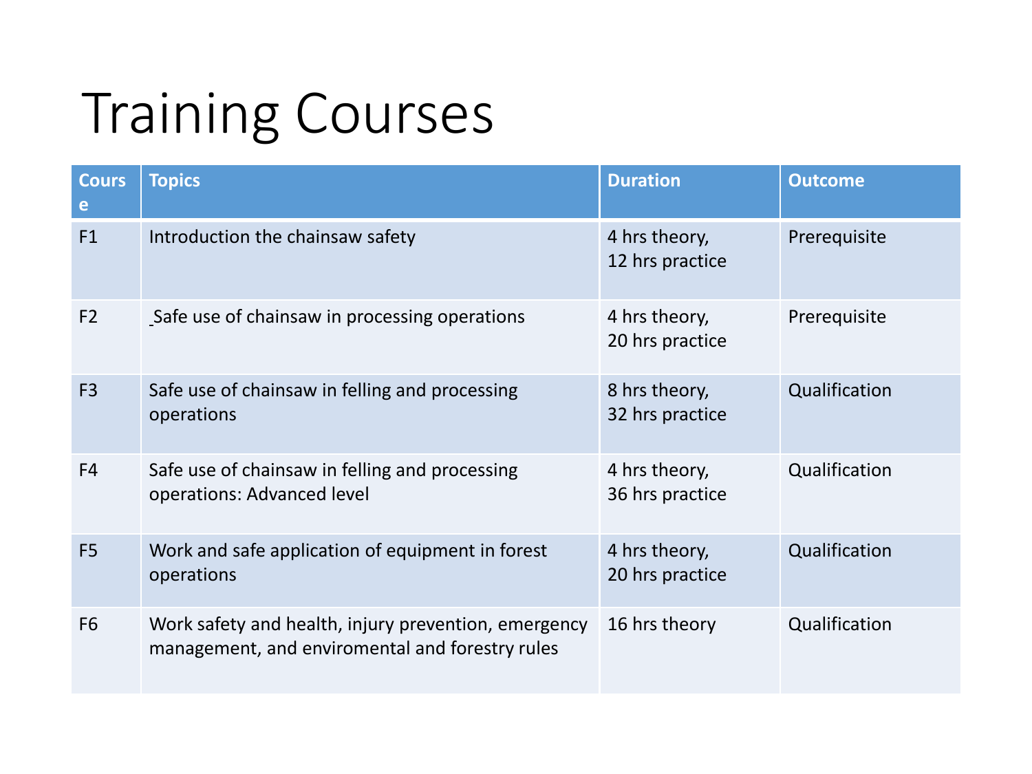# Training Courses

| Course | Topics | Duration | Outcome |
|---|---|---|---|
| F1 | Introduction the chainsaw safety | 4 hrs theory, 12 hrs practice | Prerequisite |
| F2 | Safe use of chainsaw in processing operations | 4 hrs theory, 20 hrs practice | Prerequisite |
| F3 | Safe use of chainsaw in felling and processing operations | 8 hrs theory, 32 hrs practice | Qualification |
| F4 | Safe use of chainsaw in felling and processing operations: Advanced level | 4 hrs theory, 36 hrs practice | Qualification |
| F5 | Work and safe application of equipment in forest operations | 4 hrs theory, 20 hrs practice | Qualification |
| F6 | Work safety and health, injury prevention, emergency management, and enviromental and forestry rules | 16 hrs theory | Qualification |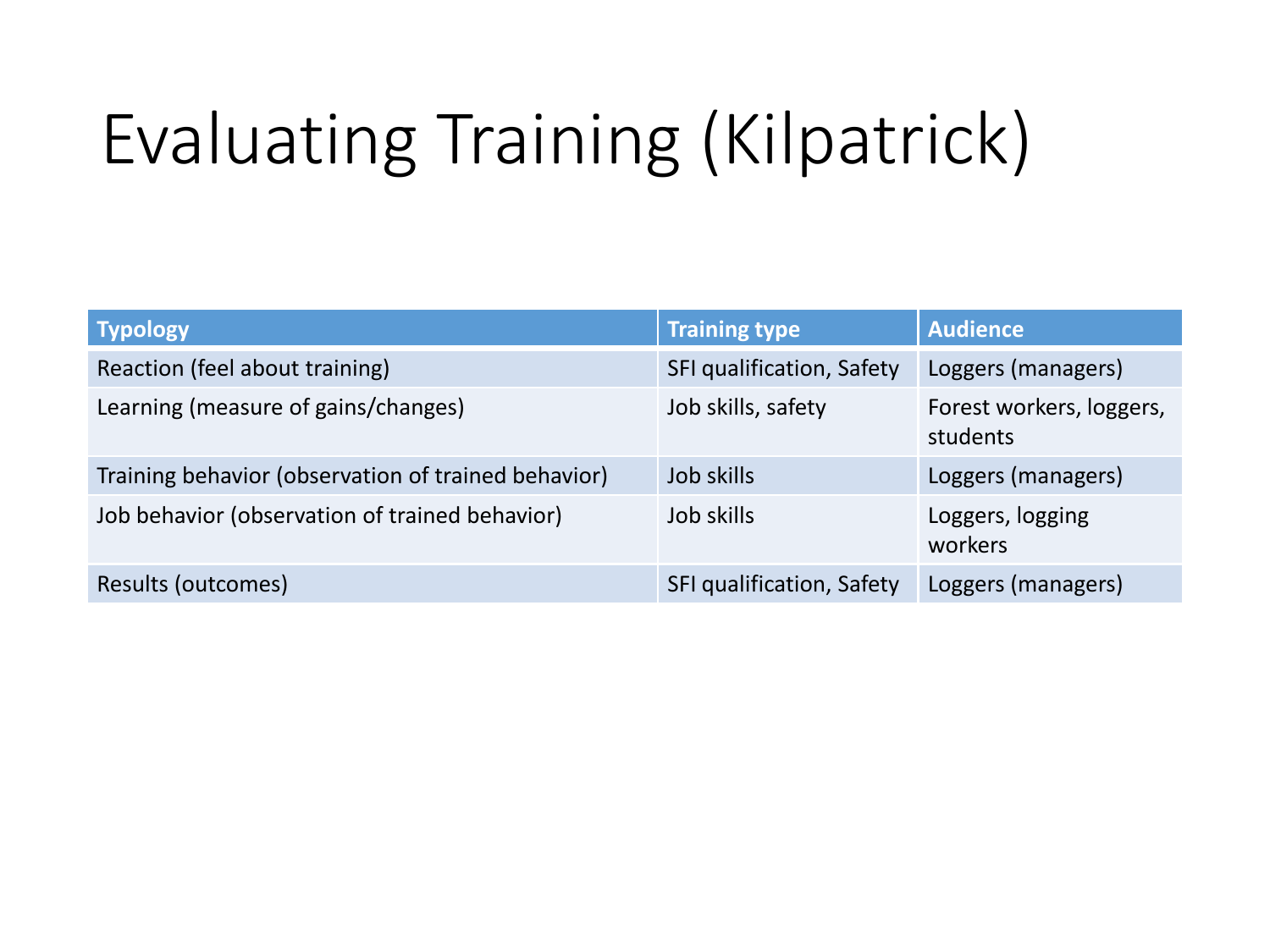# Evaluating Training (Kilpatrick)

| Typology | Training type | Audience |
| --- | --- | --- |
| Reaction (feel about training) | SFI qualification, Safety | Loggers (managers) |
| Learning (measure of gains/changes) | Job skills, safety | Forest workers, loggers, students |
| Training behavior (observation of trained behavior) | Job skills | Loggers (managers) |
| Job behavior (observation of trained behavior) | Job skills | Loggers, logging workers |
| Results (outcomes) | SFI qualification, Safety | Loggers (managers) |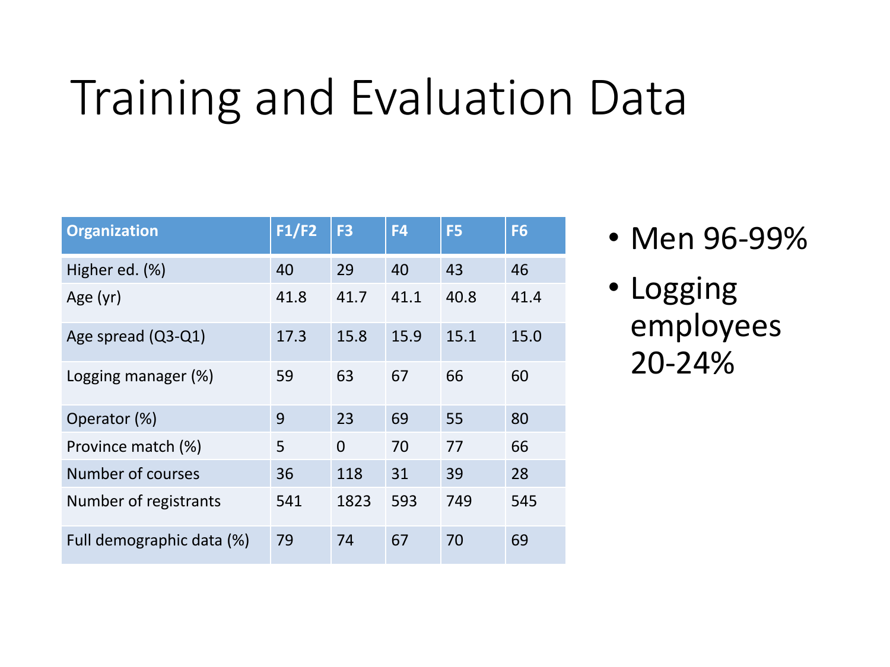# Training and Evaluation Data

| Organization | F1/F2 | F3 | F4 | F5 | F6 |
|---|---|---|---|---|---|
| Higher ed. (%) | 40 | 29 | 40 | 43 | 46 |
| Age (yr) | 41.8 | 41.7 | 41.1 | 40.8 | 41.4 |
| Age spread (Q3-Q1) | 17.3 | 15.8 | 15.9 | 15.1 | 15.0 |
| Logging manager (%) | 59 | 63 | 67 | 66 | 60 |
| Operator (%) | 9 | 23 | 69 | 55 | 80 |
| Province match (%) | 5 | 0 | 70 | 77 | 66 |
| Number of courses | 36 | 118 | 31 | 39 | 28 |
| Number of registrants | 541 | 1823 | 593 | 749 | 545 |
| Full demographic data (%) | 79 | 74 | 67 | 70 | 69 |

- Men 96-99%
- Logging employees 20-24%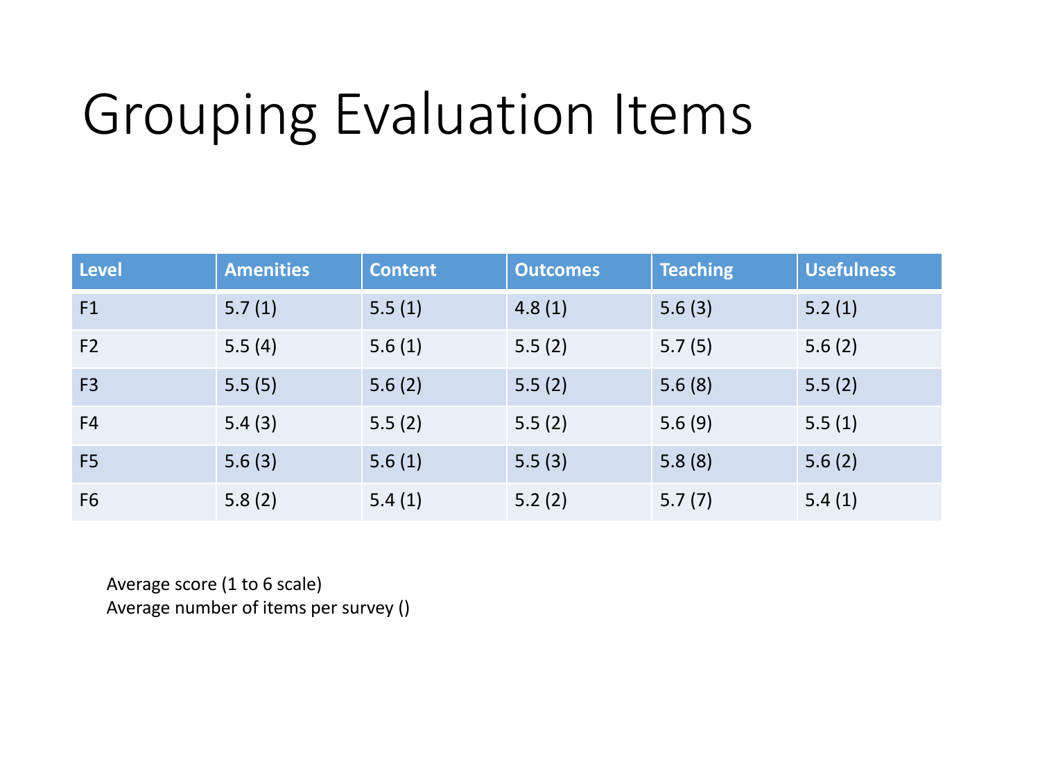# Grouping Evaluation Items

| Level | Amenities | Content | Outcomes | Teaching | Usefulness |
|---|---|---|---|---|---|
| F1 | 5.7 (1) | 5.5 (1) | 4.8 (1) | 5.6 (3) | 5.2 (1) |
| F2 | 5.5 (4) | 5.6 (1) | 5.5 (2) | 5.7 (5) | 5.6 (2) |
| F3 | 5.5 (5) | 5.6 (2) | 5.5 (2) | 5.6 (8) | 5.5 (2) |
| F4 | 5.4 (3) | 5.5 (2) | 5.5 (2) | 5.6 (9) | 5.5 (1) |
| F5 | 5.6 (3) | 5.6 (1) | 5.5 (3) | 5.8 (8) | 5.6 (2) |
| F6 | 5.8 (2) | 5.4 (1) | 5.2 (2) | 5.7 (7) | 5.4 (1) |

Average score (1 to 6 scale)
Average number of items per survey ()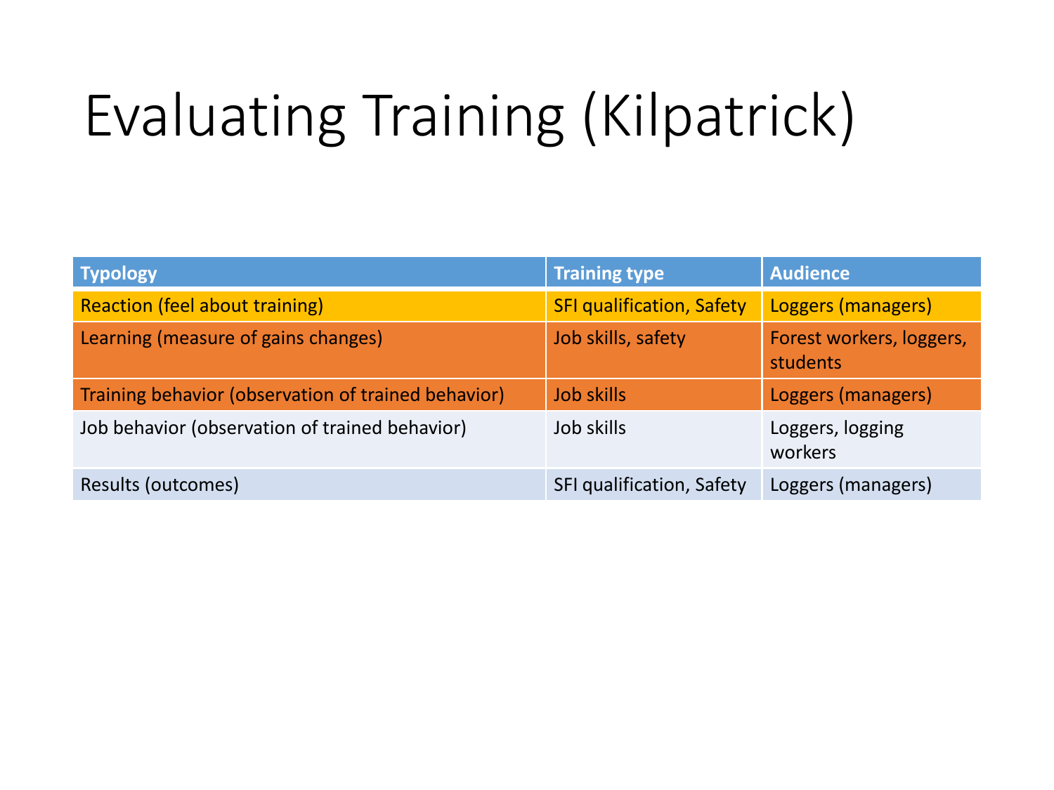# Evaluating Training (Kilpatrick)

| Typology | Training type | Audience |
|---|---|---|
| Reaction (feel about training) | SFI qualification, Safety | Loggers (managers) |
| Learning (measure of gains changes) | Job skills, safety | Forest workers, loggers, students |
| Training behavior (observation of trained behavior) | Job skills | Loggers (managers) |
| Job behavior (observation of trained behavior) | Job skills | Loggers, logging workers |
| Results (outcomes) | SFI qualification, Safety | Loggers (managers) |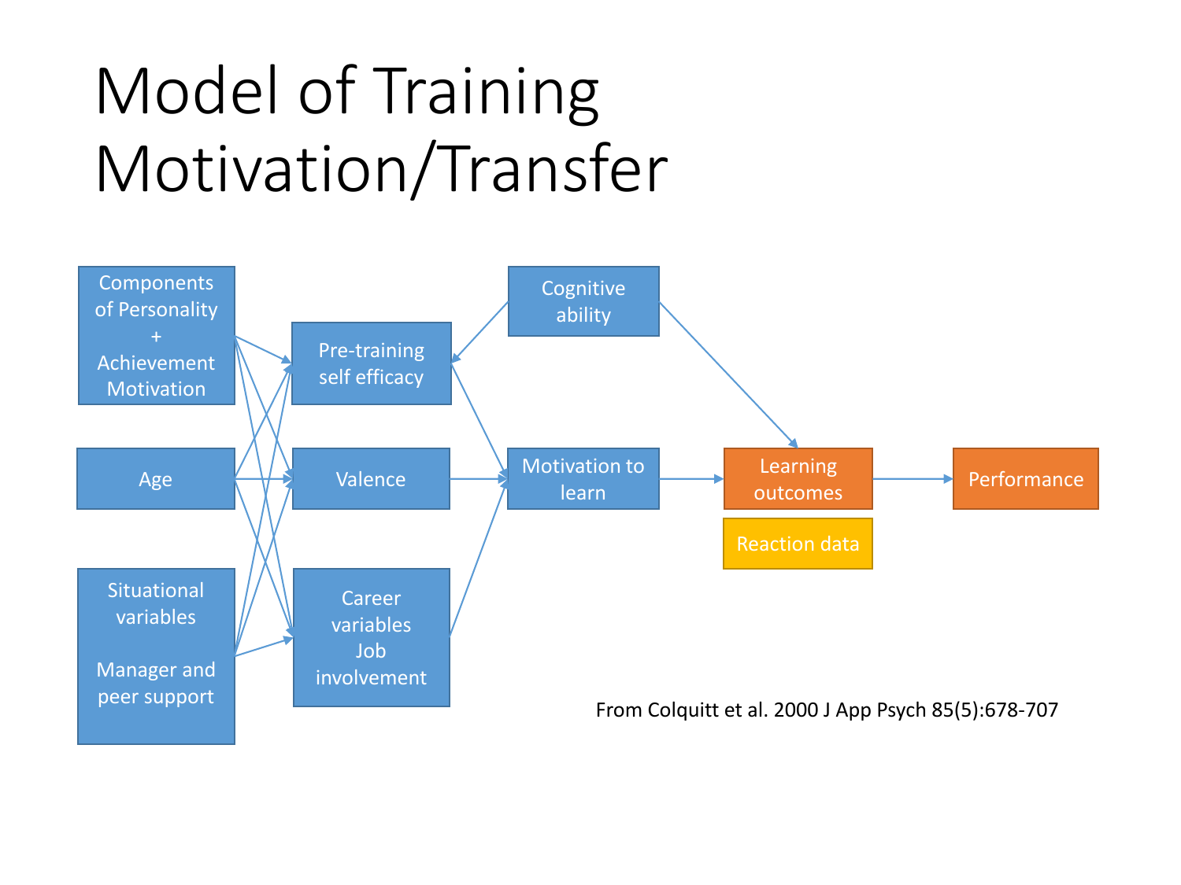# Model of Training Motivation/Transfer

Components of Personality + Achievement Motivation

Age

Situational variables

Manager and peer support

Pre-training self efficacy

Valence

Career variables Job involvement

Cognitive ability

Motivation to learn

Learning outcomes

Reaction data

Performance

From Colquitt et al. 2000 J App Psych 85(5):678-707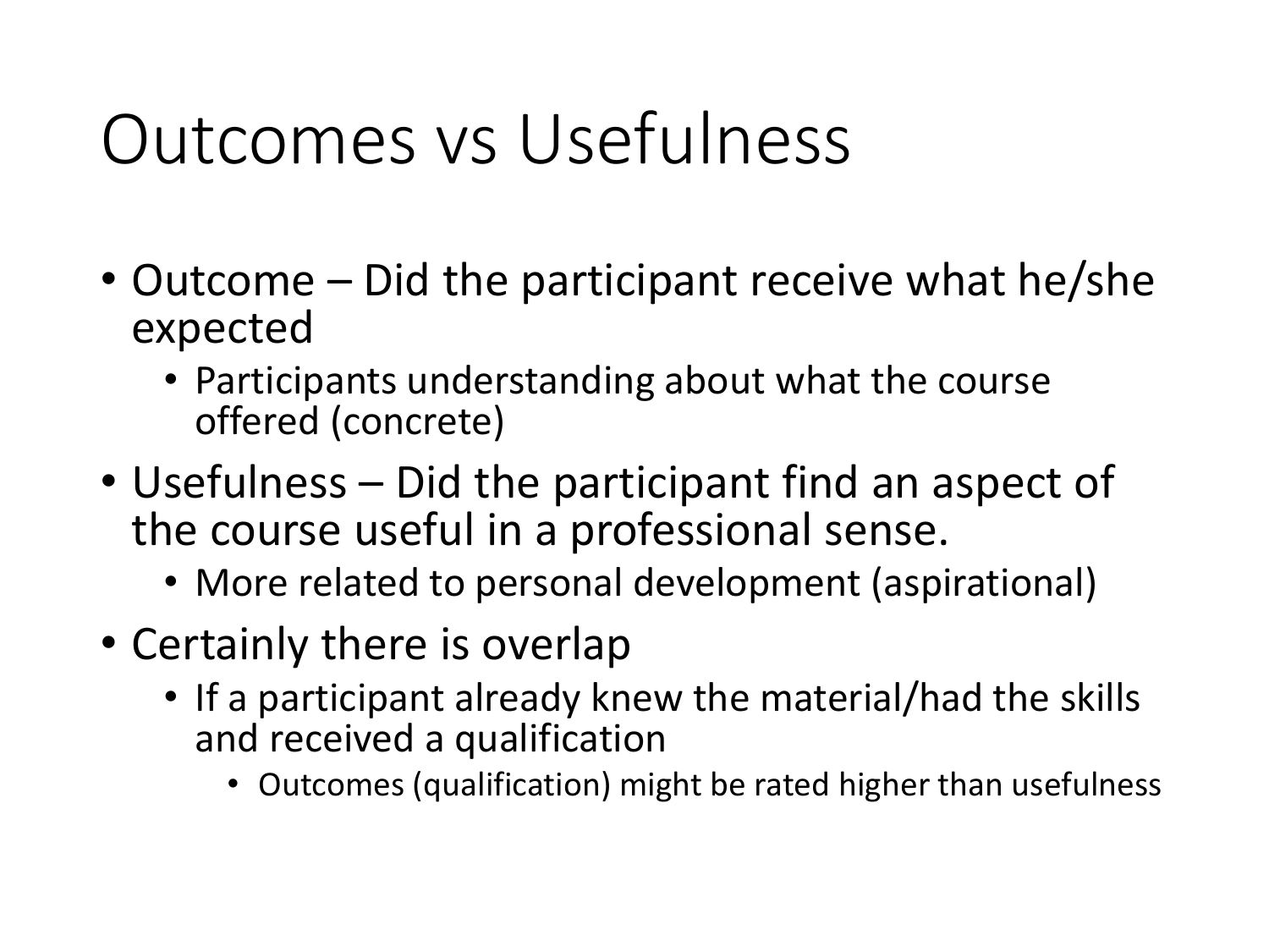# Outcomes vs Usefulness

- Outcome – Did the participant receive what he/she expected
  - Participants understanding about what the course offered (concrete)
- Usefulness – Did the participant find an aspect of the course useful in a professional sense.
  - More related to personal development (aspirational)
- Certainly there is overlap
  - If a participant already knew the material/had the skills and received a qualification
    - Outcomes (qualification) might be rated higher than usefulness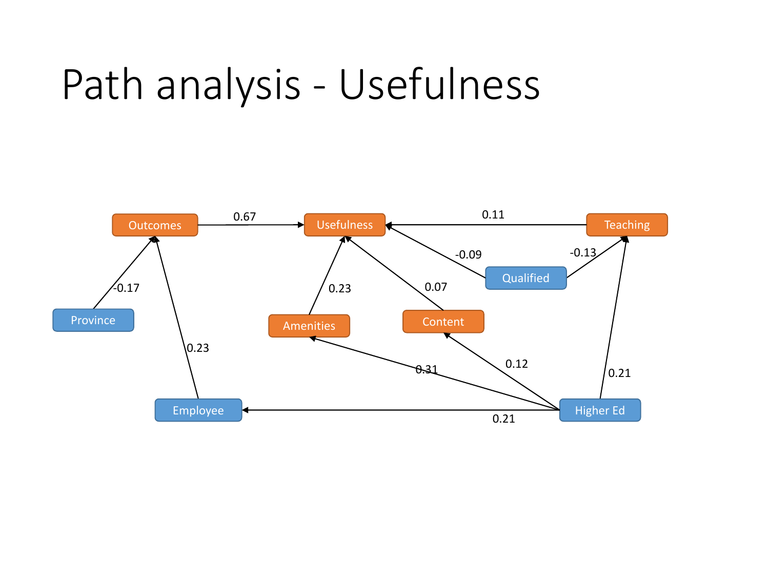# Path analysis - Usefulness

Outcomes → Usefulness: 0.67
Teaching → Usefulness: 0.11
Qualified → Usefulness: -0.09
Qualified → Teaching: -0.13
Amenities → Usefulness: 0.23
Content → Usefulness: 0.07
Province → Outcomes: -0.17
Employee → Outcomes: 0.23
Higher Ed → Amenities: 0.31
Higher Ed → Content: 0.12
Higher Ed → Teaching: 0.21
Higher Ed → Employee: 0.21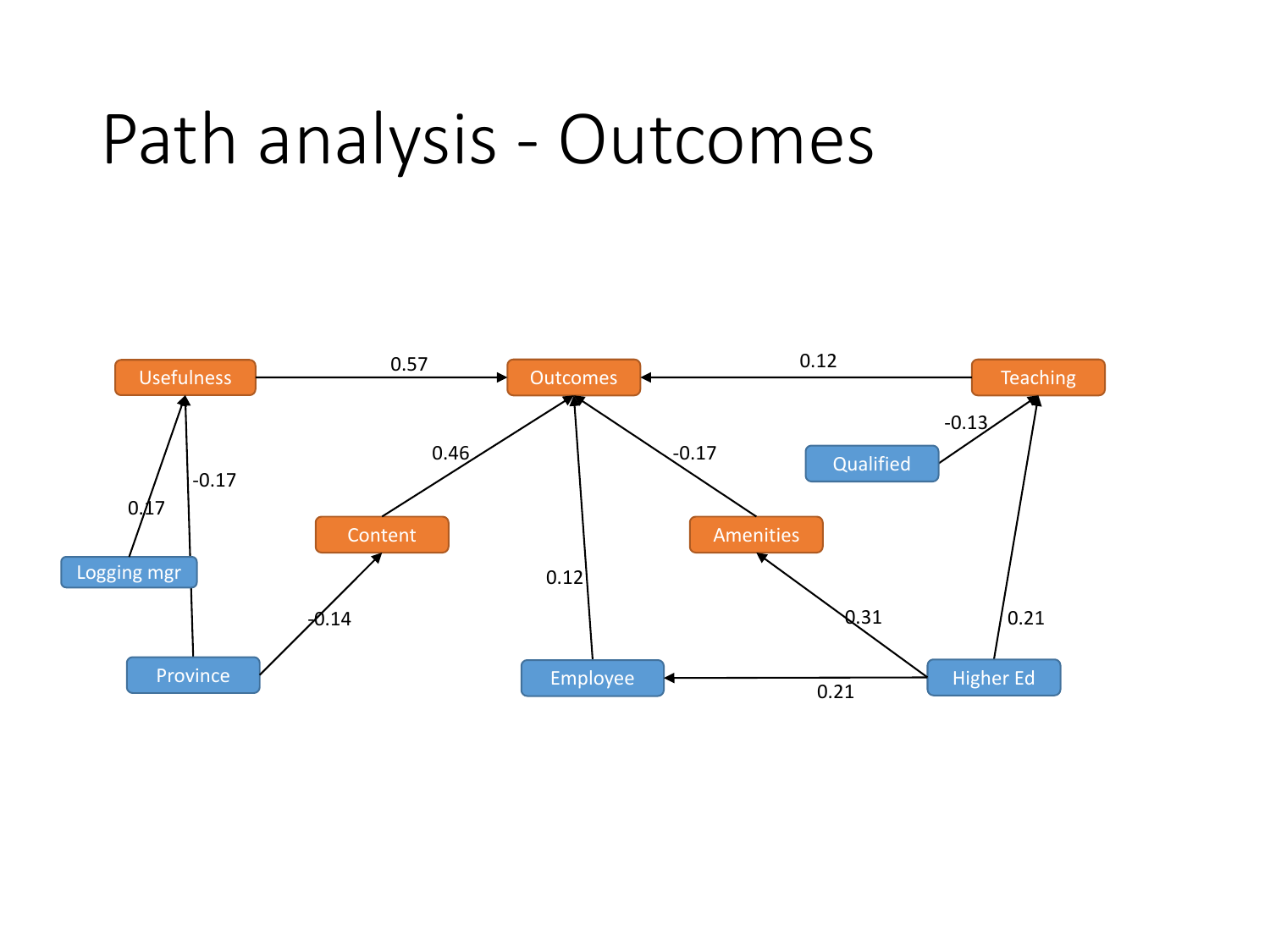# Path analysis - Outcomes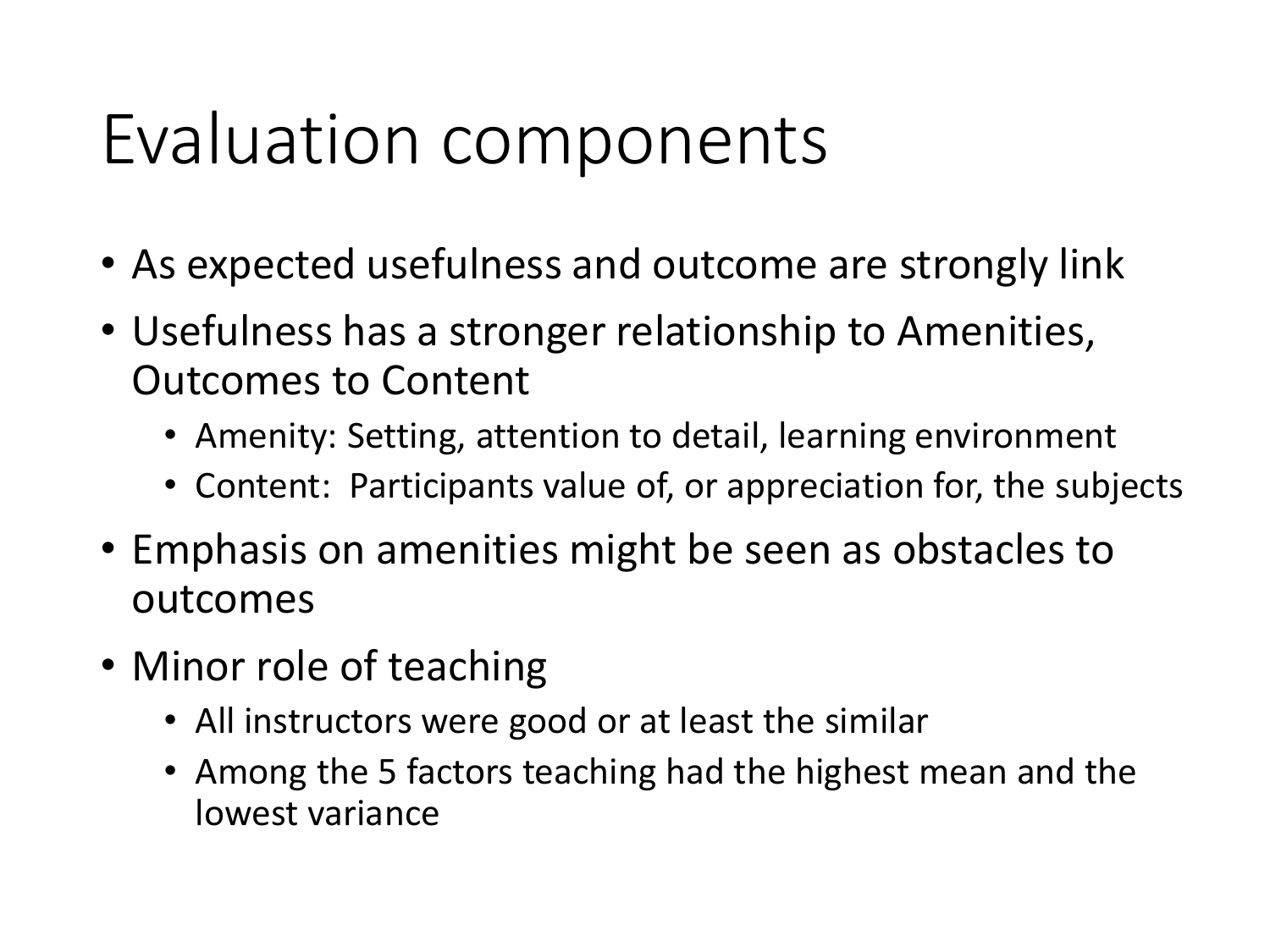# Evaluation components

- As expected usefulness and outcome are strongly link
- Usefulness has a stronger relationship to Amenities, Outcomes to Content
  - Amenity: Setting, attention to detail, learning environment
  - Content: Participants value of, or appreciation for, the subjects
- Emphasis on amenities might be seen as obstacles to outcomes
- Minor role of teaching
  - All instructors were good or at least the similar
  - Among the 5 factors teaching had the highest mean and the lowest variance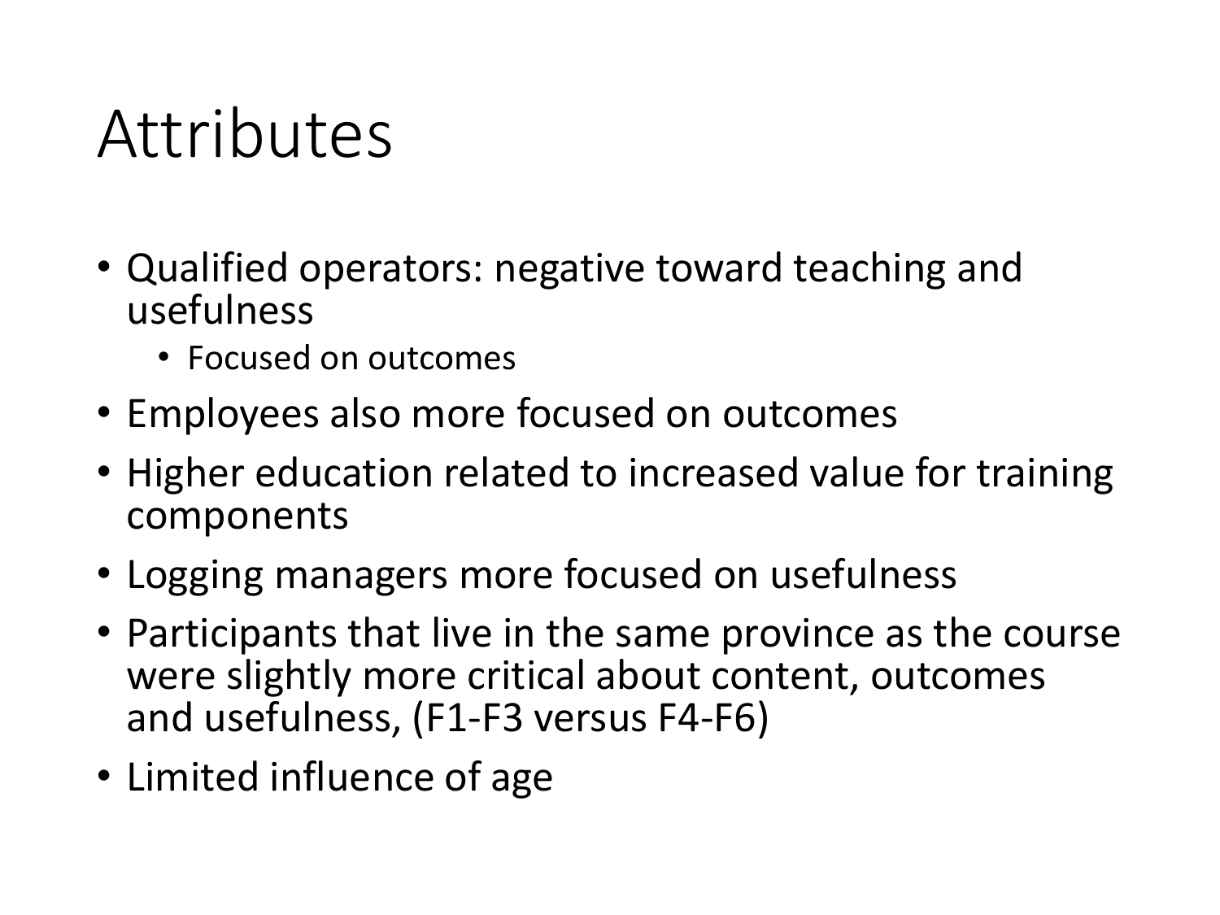# Attributes

- Qualified operators: negative toward teaching and usefulness
  - Focused on outcomes
- Employees also more focused on outcomes
- Higher education related to increased value for training components
- Logging managers more focused on usefulness
- Participants that live in the same province as the course were slightly more critical about content, outcomes and usefulness, (F1-F3 versus F4-F6)
- Limited influence of age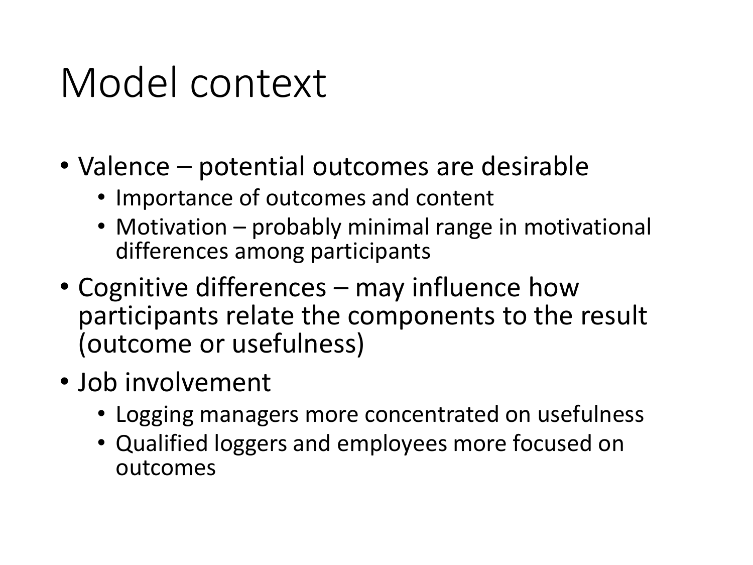# Model context

- Valence – potential outcomes are desirable
  - Importance of outcomes and content
  - Motivation – probably minimal range in motivational differences among participants
- Cognitive differences – may influence how participants relate the components to the result (outcome or usefulness)
- Job involvement
  - Logging managers more concentrated on usefulness
  - Qualified loggers and employees more focused on outcomes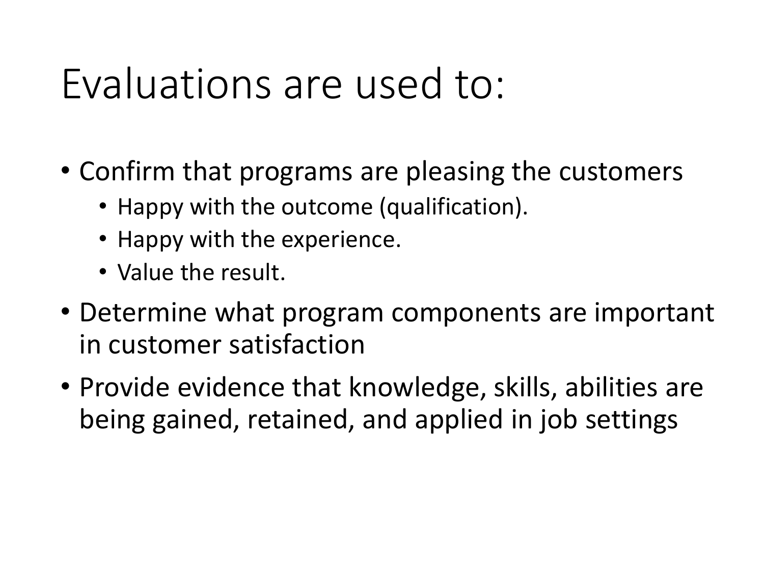# Evaluations are used to:

- Confirm that programs are pleasing the customers
  - Happy with the outcome (qualification).
  - Happy with the experience.
  - Value the result.
- Determine what program components are important in customer satisfaction
- Provide evidence that knowledge, skills, abilities are being gained, retained, and applied in job settings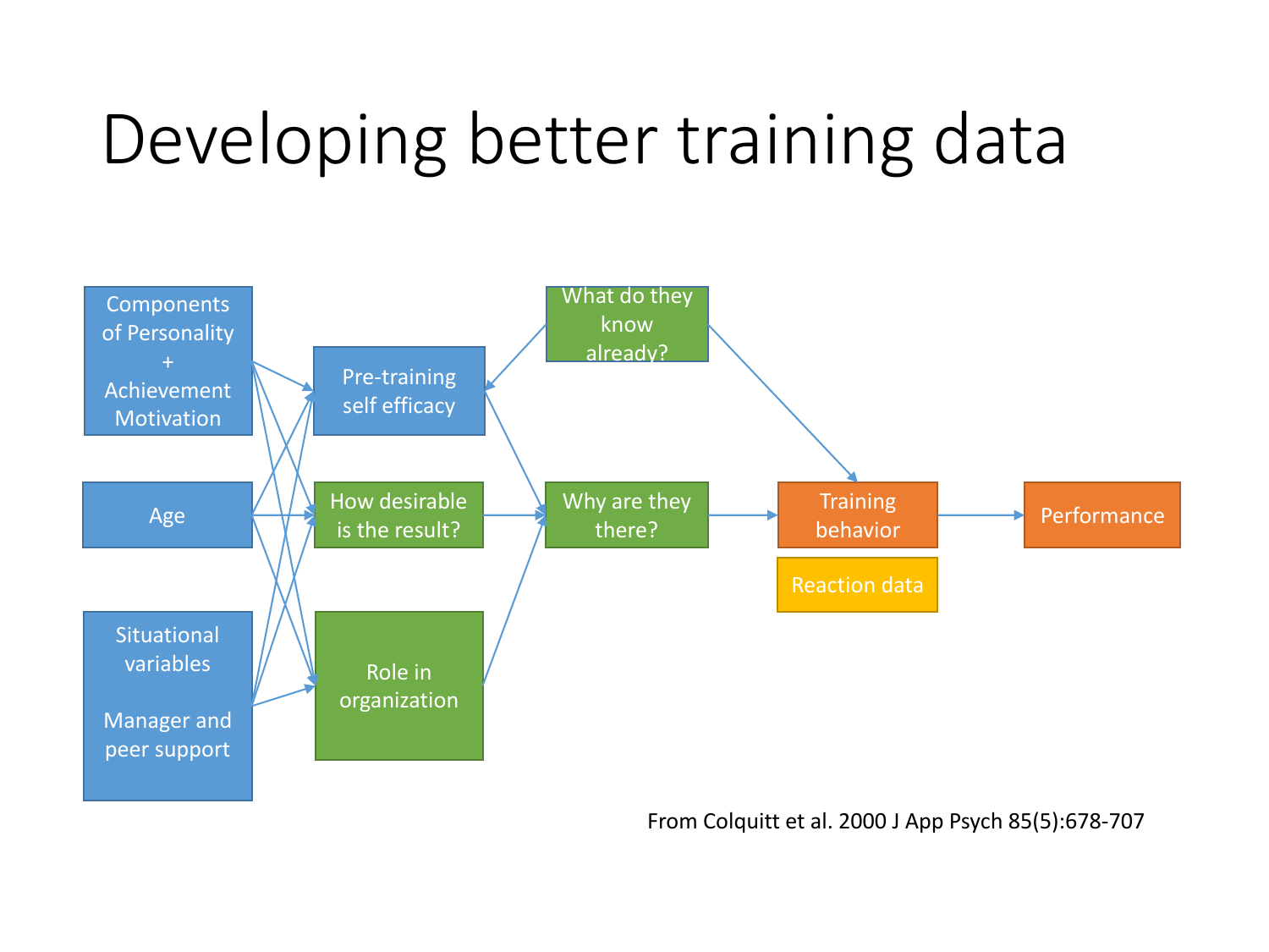# Developing better training data

Components of Personality + Achievement Motivation

Age

Situational variables

Manager and peer support

Pre-training self efficacy

How desirable is the result?

Role in organization

What do they know already?

Why are they there?

Training behavior

Reaction data

Performance

From Colquitt et al. 2000 J App Psych 85(5):678-707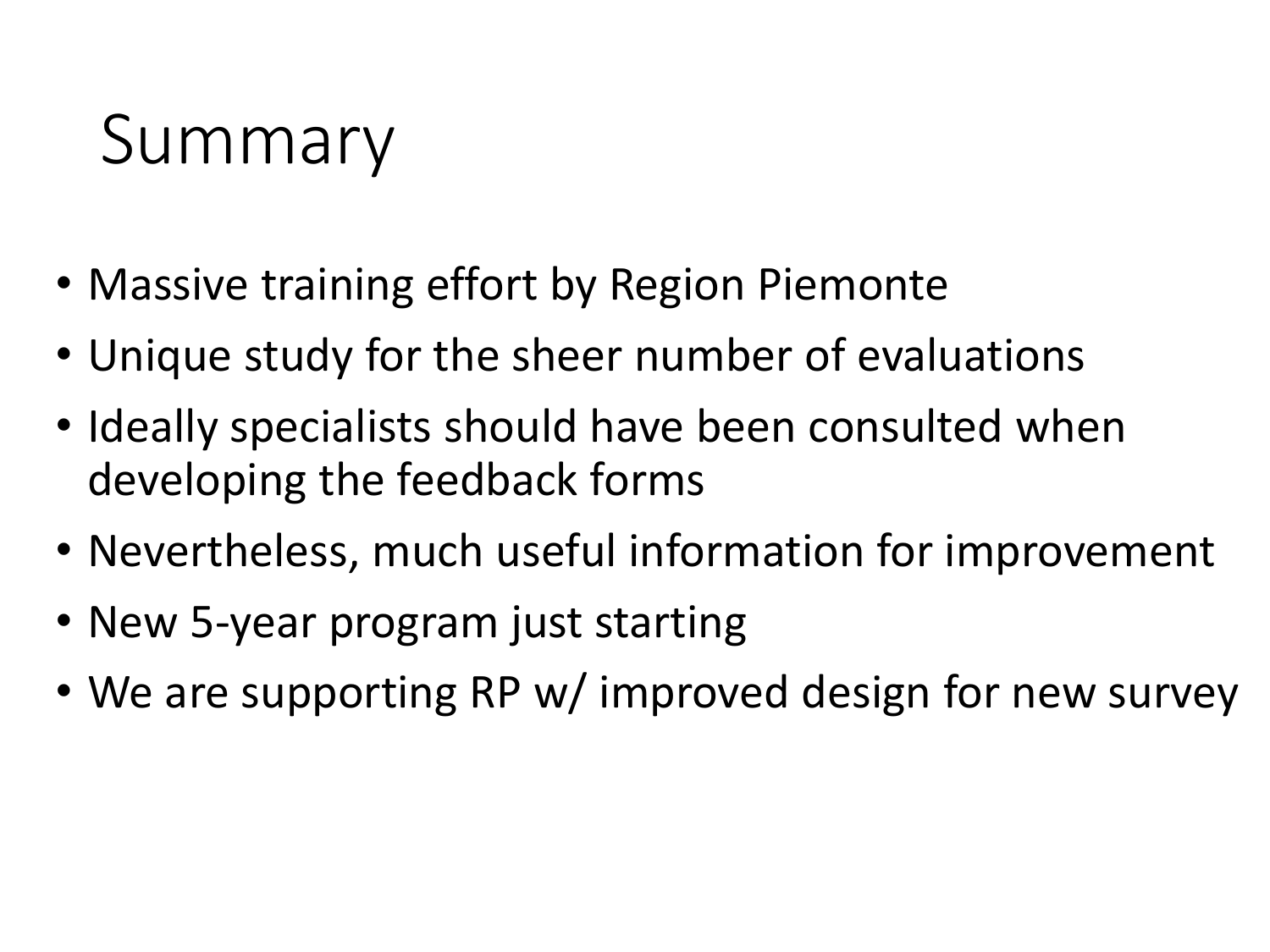# Summary

- Massive training effort by Region Piemonte
- Unique study for the sheer number of evaluations
- Ideally specialists should have been consulted when developing the feedback forms
- Nevertheless, much useful information for improvement
- New 5-year program just starting
- We are supporting RP w/ improved design for new survey